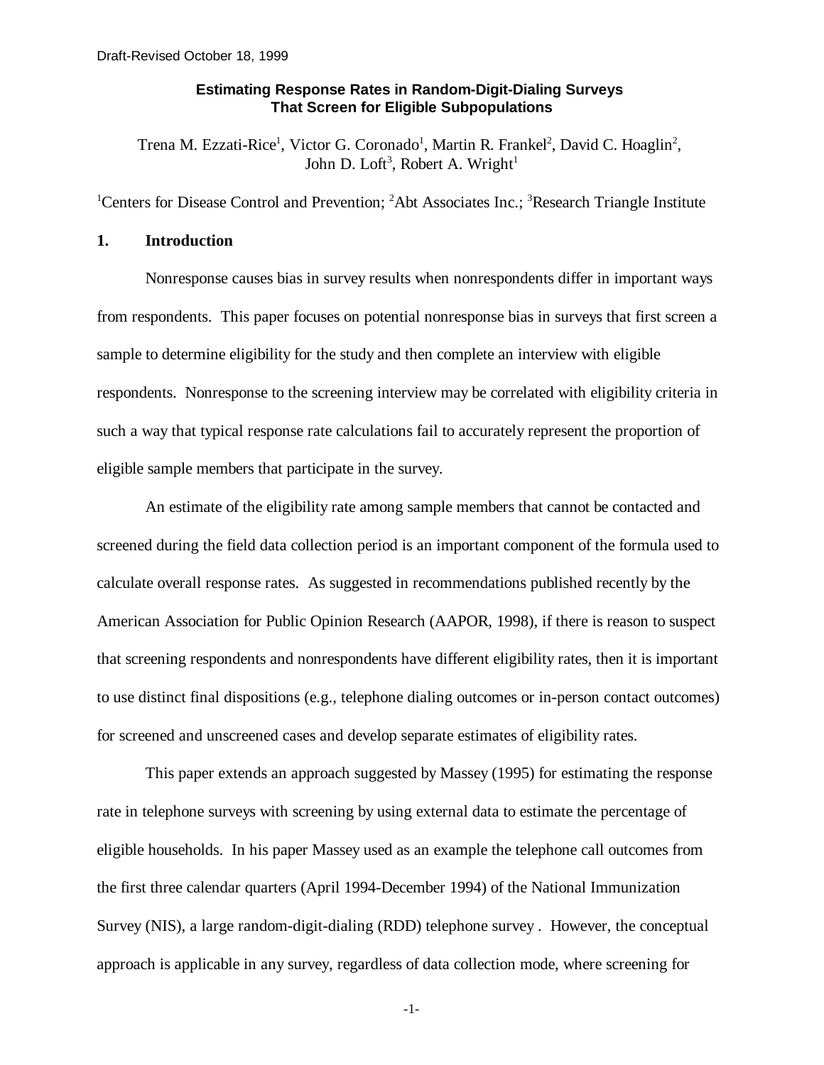Draft-Revised October 18, 1999

# Estimating Response Rates in Random-Digit-Dialing Surveys That Screen for Eligible Subpopulations

Trena M. Ezzati-Rice[1], Victor G. Coronado[1], Martin R. Frankel[2], David C. Hoaglin[2], John D. Loft[3], Robert A. Wright[1]

[1]Centers for Disease Control and Prevention; [2]Abt Associates Inc.; [3]Research Triangle Institute

## 1. Introduction

Nonresponse causes bias in survey results when nonrespondents differ in important ways from respondents. This paper focuses on potential nonresponse bias in surveys that first screen a sample to determine eligibility for the study and then complete an interview with eligible respondents. Nonresponse to the screening interview may be correlated with eligibility criteria in such a way that typical response rate calculations fail to accurately represent the proportion of eligible sample members that participate in the survey.

An estimate of the eligibility rate among sample members that cannot be contacted and screened during the field data collection period is an important component of the formula used to calculate overall response rates. As suggested in recommendations published recently by the American Association for Public Opinion Research (AAPOR, 1998), if there is reason to suspect that screening respondents and nonrespondents have different eligibility rates, then it is important to use distinct final dispositions (e.g., telephone dialing outcomes or in-person contact outcomes) for screened and unscreened cases and develop separate estimates of eligibility rates.

This paper extends an approach suggested by Massey (1995) for estimating the response rate in telephone surveys with screening by using external data to estimate the percentage of eligible households. In his paper Massey used as an example the telephone call outcomes from the first three calendar quarters (April 1994-December 1994) of the National Immunization Survey (NIS), a large random-digit-dialing (RDD) telephone survey . However, the conceptual approach is applicable in any survey, regardless of data collection mode, where screening for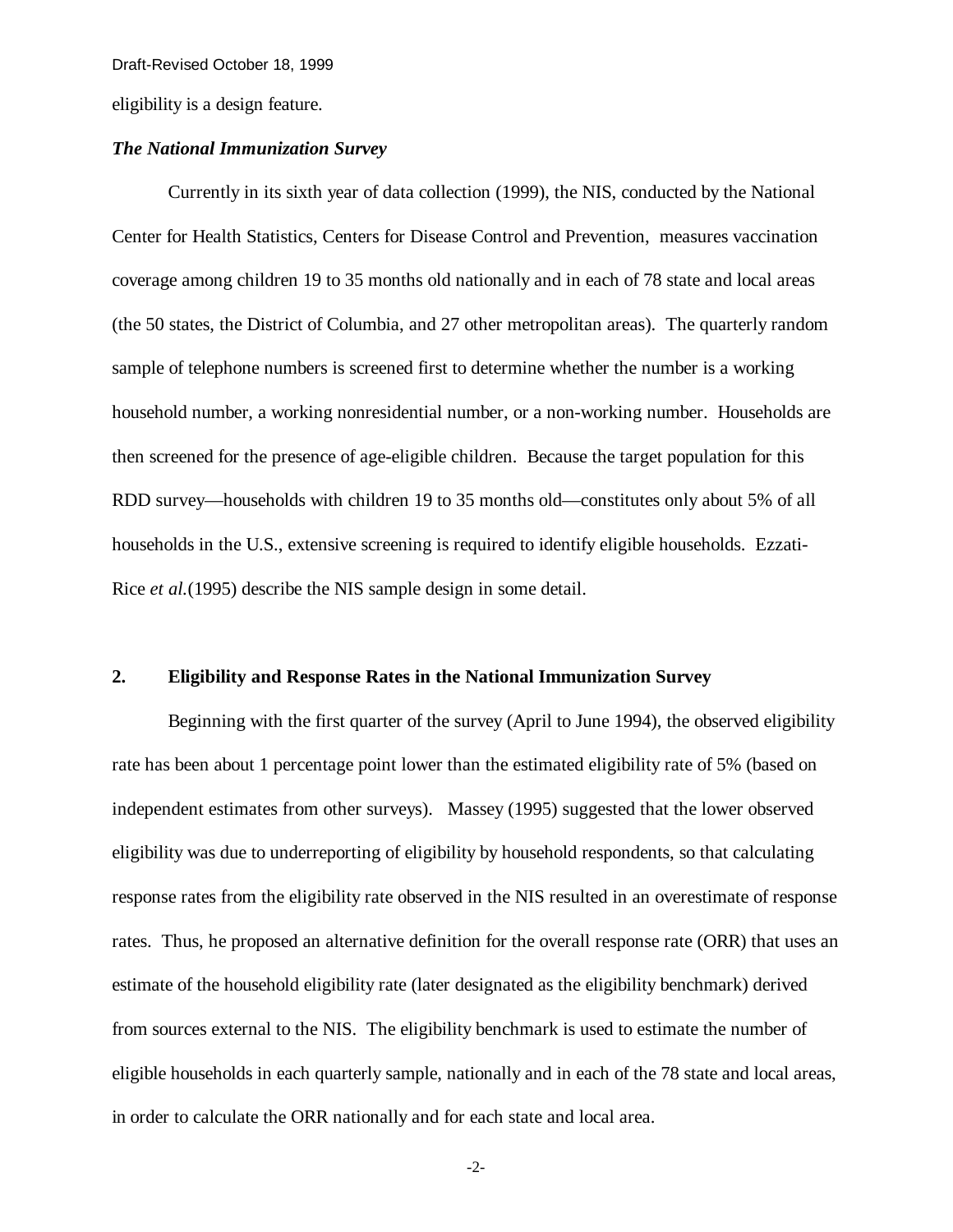eligibility is a design feature.

### *The National Immunization Survey*

Currently in its sixth year of data collection (1999), the NIS, conducted by the National Center for Health Statistics, Centers for Disease Control and Prevention, measures vaccination coverage among children 19 to 35 months old nationally and in each of 78 state and local areas (the 50 states, the District of Columbia, and 27 other metropolitan areas). The quarterly random sample of telephone numbers is screened first to determine whether the number is a working household number, a working nonresidential number, or a non-working number. Households are then screened for the presence of age-eligible children. Because the target population for this RDD survey—households with children 19 to 35 months old—constitutes only about 5% of all households in the U.S., extensive screening is required to identify eligible households. Ezzati-Rice *et al.*(1995) describe the NIS sample design in some detail.

## 2. Eligibility and Response Rates in the National Immunization Survey

Beginning with the first quarter of the survey (April to June 1994), the observed eligibility rate has been about 1 percentage point lower than the estimated eligibility rate of 5% (based on independent estimates from other surveys). Massey (1995) suggested that the lower observed eligibility was due to underreporting of eligibility by household respondents, so that calculating response rates from the eligibility rate observed in the NIS resulted in an overestimate of response rates. Thus, he proposed an alternative definition for the overall response rate (ORR) that uses an estimate of the household eligibility rate (later designated as the eligibility benchmark) derived from sources external to the NIS. The eligibility benchmark is used to estimate the number of eligible households in each quarterly sample, nationally and in each of the 78 state and local areas, in order to calculate the ORR nationally and for each state and local area.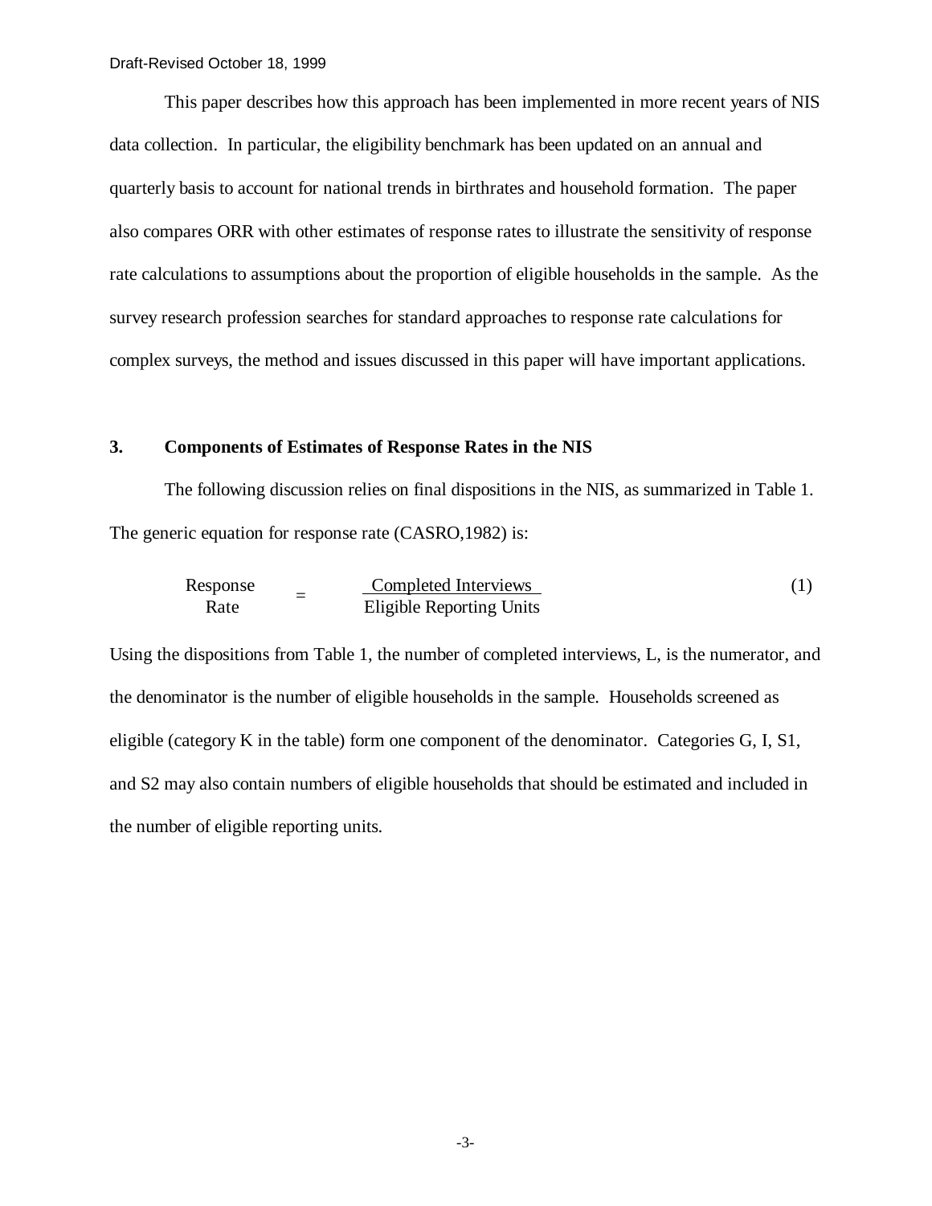This paper describes how this approach has been implemented in more recent years of NIS data collection. In particular, the eligibility benchmark has been updated on an annual and quarterly basis to account for national trends in birthrates and household formation. The paper also compares ORR with other estimates of response rates to illustrate the sensitivity of response rate calculations to assumptions about the proportion of eligible households in the sample. As the survey research profession searches for standard approaches to response rate calculations for complex surveys, the method and issues discussed in this paper will have important applications.

## 3. Components of Estimates of Response Rates in the NIS

The following discussion relies on final dispositions in the NIS, as summarized in Table 1. The generic equation for response rate (CASRO,1982) is:

$$\text{Response Rate} = \frac{\text{Completed Interviews}}{\text{Eligible Reporting Units}} \tag{1}$$

Using the dispositions from Table 1, the number of completed interviews, L, is the numerator, and the denominator is the number of eligible households in the sample. Households screened as eligible (category K in the table) form one component of the denominator. Categories G, I, S1, and S2 may also contain numbers of eligible households that should be estimated and included in the number of eligible reporting units.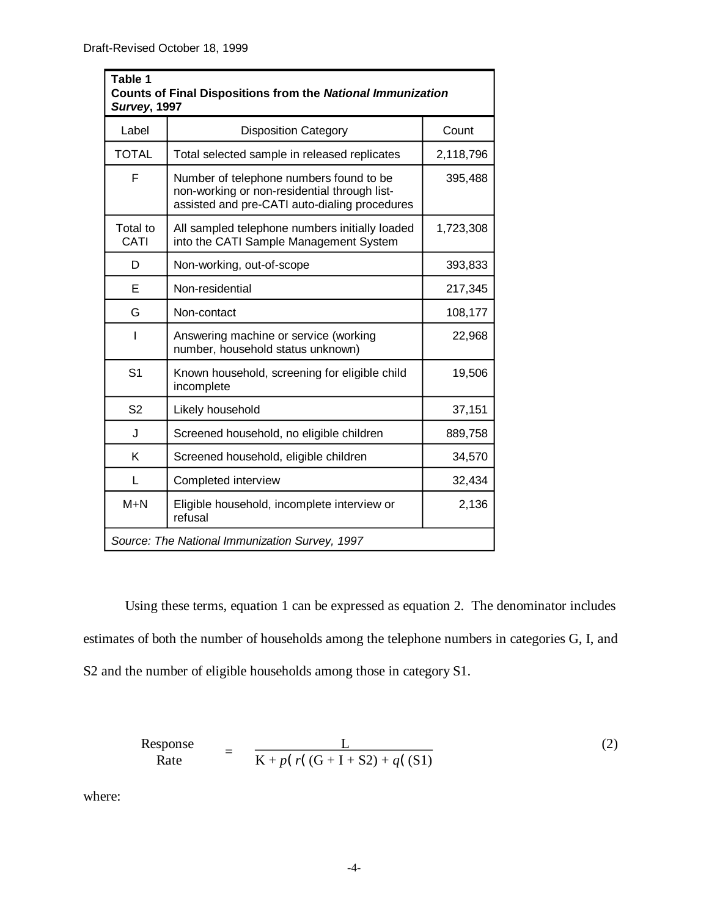**Table 1**
**Counts of Final Dispositions from the *National Immunization Survey*, 1997**

| Label | Disposition Category | Count |
|---|---|---|
| TOTAL | Total selected sample in released replicates | 2,118,796 |
| F | Number of telephone numbers found to be non-working or non-residential through list-assisted and pre-CATI auto-dialing procedures | 395,488 |
| Total to CATI | All sampled telephone numbers initially loaded into the CATI Sample Management System | 1,723,308 |
| D | Non-working, out-of-scope | 393,833 |
| E | Non-residential | 217,345 |
| G | Non-contact | 108,177 |
| I | Answering machine or service (working number, household status unknown) | 22,968 |
| S1 | Known household, screening for eligible child incomplete | 19,506 |
| S2 | Likely household | 37,151 |
| J | Screened household, no eligible children | 889,758 |
| K | Screened household, eligible children | 34,570 |
| L | Completed interview | 32,434 |
| M+N | Eligible household, incomplete interview or refusal | 2,136 |

*Source: The National Immunization Survey, 1997*

Using these terms, equation 1 can be expressed as equation 2. The denominator includes estimates of both the number of households among the telephone numbers in categories G, I, and S2 and the number of eligible households among those in category S1.

$$\text{Response Rate} = \frac{L}{K + p \cdot r \cdot (G + I + S2) + q \cdot (S1)} \tag{2}$$

where: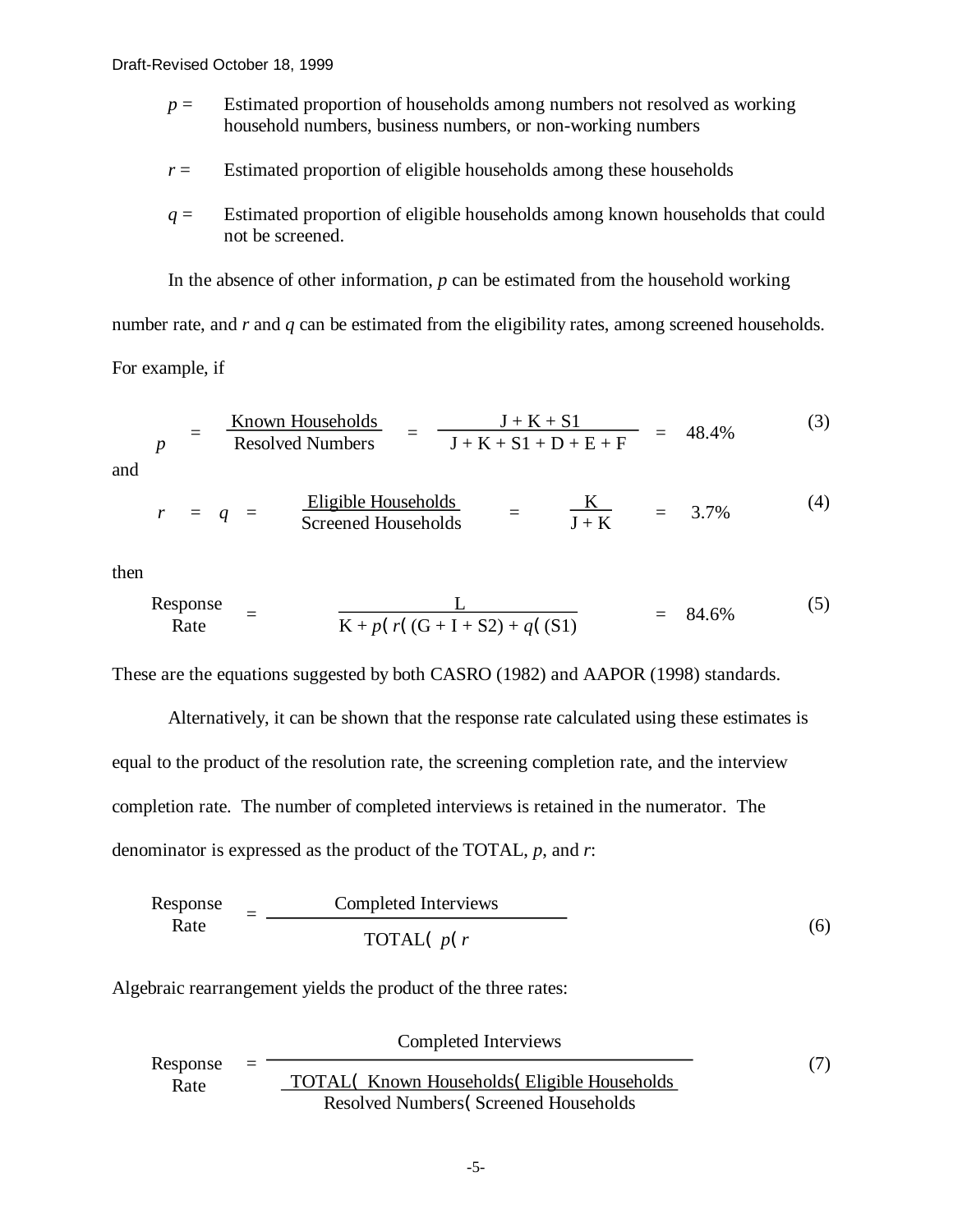*p* = Estimated proportion of households among numbers not resolved as working household numbers, business numbers, or non-working numbers

*r* = Estimated proportion of eligible households among these households

*q* = Estimated proportion of eligible households among known households that could not be screened.

In the absence of other information, *p* can be estimated from the household working number rate, and *r* and *q* can be estimated from the eligibility rates, among screened households. For example, if

$$p = \frac{\text{Known Households}}{\text{Resolved Numbers}} = \frac{J + K + S1}{J + K + S1 + D + E + F} = 48.4\% \tag{3}$$

and

$$r = q = \frac{\text{Eligible Households}}{\text{Screened Households}} = \frac{K}{J + K} = 3.7\% \tag{4}$$

then

$$\text{Response Rate} = \frac{L}{K + p \cdot r \cdot (G + I + S2) + q \cdot (S1)} = 84.6\% \tag{5}$$

These are the equations suggested by both CASRO (1982) and AAPOR (1998) standards.

Alternatively, it can be shown that the response rate calculated using these estimates is equal to the product of the resolution rate, the screening completion rate, and the interview completion rate. The number of completed interviews is retained in the numerator. The denominator is expressed as the product of the TOTAL, *p*, and *r*:

$$\text{Response Rate} = \frac{\text{Completed Interviews}}{\text{TOTAL} \cdot p \cdot r} \tag{6}$$

Algebraic rearrangement yields the product of the three rates:

$$\text{Response Rate} = \frac{\text{Completed Interviews}}{\dfrac{\text{TOTAL} \cdot \text{Known Households} \cdot \text{Eligible Households}}{\text{Resolved Numbers} \cdot \text{Screened Households}}} \tag{7}$$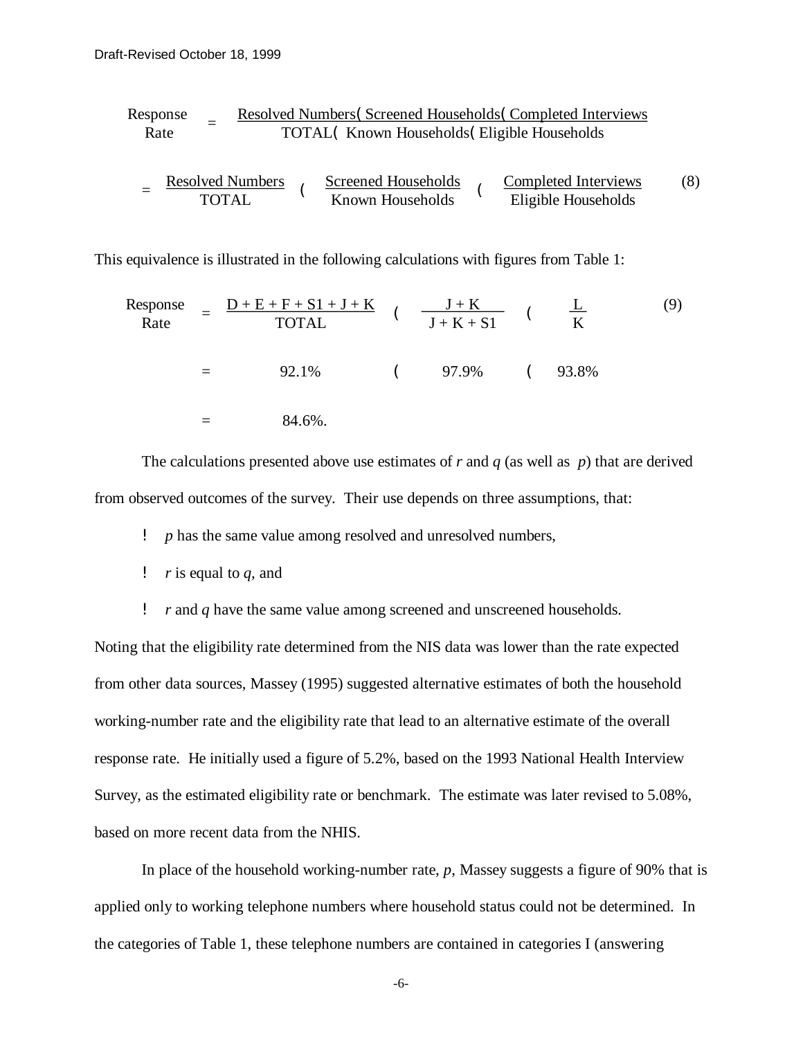$$
\text{Response Rate} = \frac{\text{Resolved Numbers} \times \text{Screened Households} \times \text{Completed Interviews}}{\text{TOTAL} \times \text{Known Households} \times \text{Eligible Households}}
$$

$$
= \frac{\text{Resolved Numbers}}{\text{TOTAL}} \times \frac{\text{Screened Households}}{\text{Known Households}} \times \frac{\text{Completed Interviews}}{\text{Eligible Households}} \qquad (8)
$$

This equivalence is illustrated in the following calculations with figures from Table 1:

$$
\text{Response Rate} = \frac{D + E + F + S1 + J + K}{\text{TOTAL}} \times \frac{J + K}{J + K + S1} \times \frac{L}{K} \qquad (9)
$$

$$
= 92.1\% \times 97.9\% \times 93.8\%
$$

$$
= 84.6\%.
$$

The calculations presented above use estimates of $r$ and $q$ (as well as $p$) that are derived from observed outcomes of the survey. Their use depends on three assumptions, that:

- $p$ has the same value among resolved and unresolved numbers,
- $r$ is equal to $q$, and
- $r$ and $q$ have the same value among screened and unscreened households.

Noting that the eligibility rate determined from the NIS data was lower than the rate expected from other data sources, Massey (1995) suggested alternative estimates of both the household working-number rate and the eligibility rate that lead to an alternative estimate of the overall response rate. He initially used a figure of 5.2%, based on the 1993 National Health Interview Survey, as the estimated eligibility rate or benchmark. The estimate was later revised to 5.08%, based on more recent data from the NHIS.

In place of the household working-number rate, $p$, Massey suggests a figure of 90% that is applied only to working telephone numbers where household status could not be determined. In the categories of Table 1, these telephone numbers are contained in categories I (answering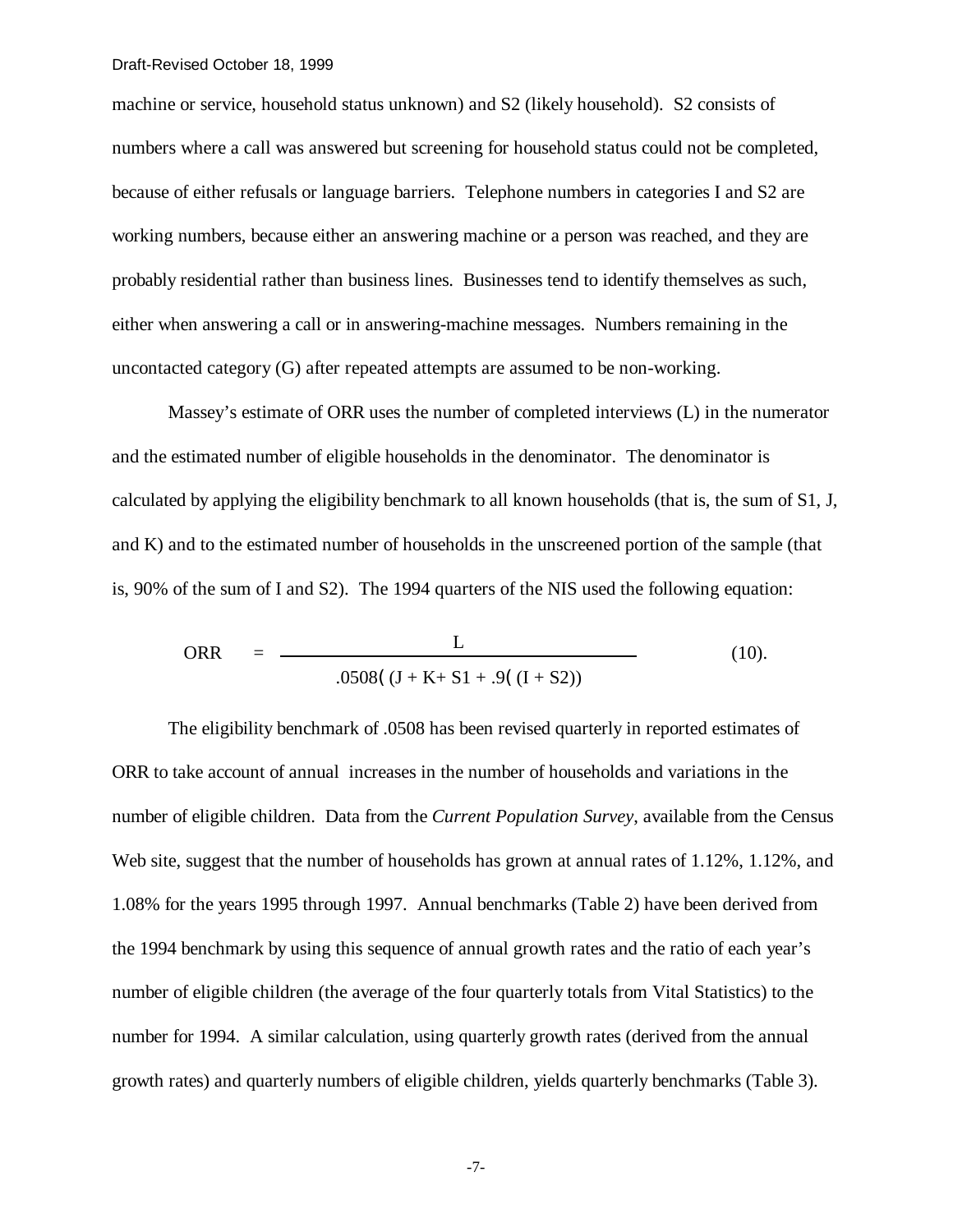machine or service, household status unknown) and S2 (likely household). S2 consists of numbers where a call was answered but screening for household status could not be completed, because of either refusals or language barriers. Telephone numbers in categories I and S2 are working numbers, because either an answering machine or a person was reached, and they are probably residential rather than business lines. Businesses tend to identify themselves as such, either when answering a call or in answering-machine messages. Numbers remaining in the uncontacted category (G) after repeated attempts are assumed to be non-working.

Massey's estimate of ORR uses the number of completed interviews (L) in the numerator and the estimated number of eligible households in the denominator. The denominator is calculated by applying the eligibility benchmark to all known households (that is, the sum of S1, J, and K) and to the estimated number of households in the unscreened portion of the sample (that is, 90% of the sum of I and S2). The 1994 quarters of the NIS used the following equation:

$$ORR = \frac{L}{.0508 \cdot (J + K + S1 + .9 \cdot (I + S2))} \qquad (10).$$

The eligibility benchmark of .0508 has been revised quarterly in reported estimates of ORR to take account of annual increases in the number of households and variations in the number of eligible children. Data from the *Current Population Survey*, available from the Census Web site, suggest that the number of households has grown at annual rates of 1.12%, 1.12%, and 1.08% for the years 1995 through 1997. Annual benchmarks (Table 2) have been derived from the 1994 benchmark by using this sequence of annual growth rates and the ratio of each year's number of eligible children (the average of the four quarterly totals from Vital Statistics) to the number for 1994. A similar calculation, using quarterly growth rates (derived from the annual growth rates) and quarterly numbers of eligible children, yields quarterly benchmarks (Table 3).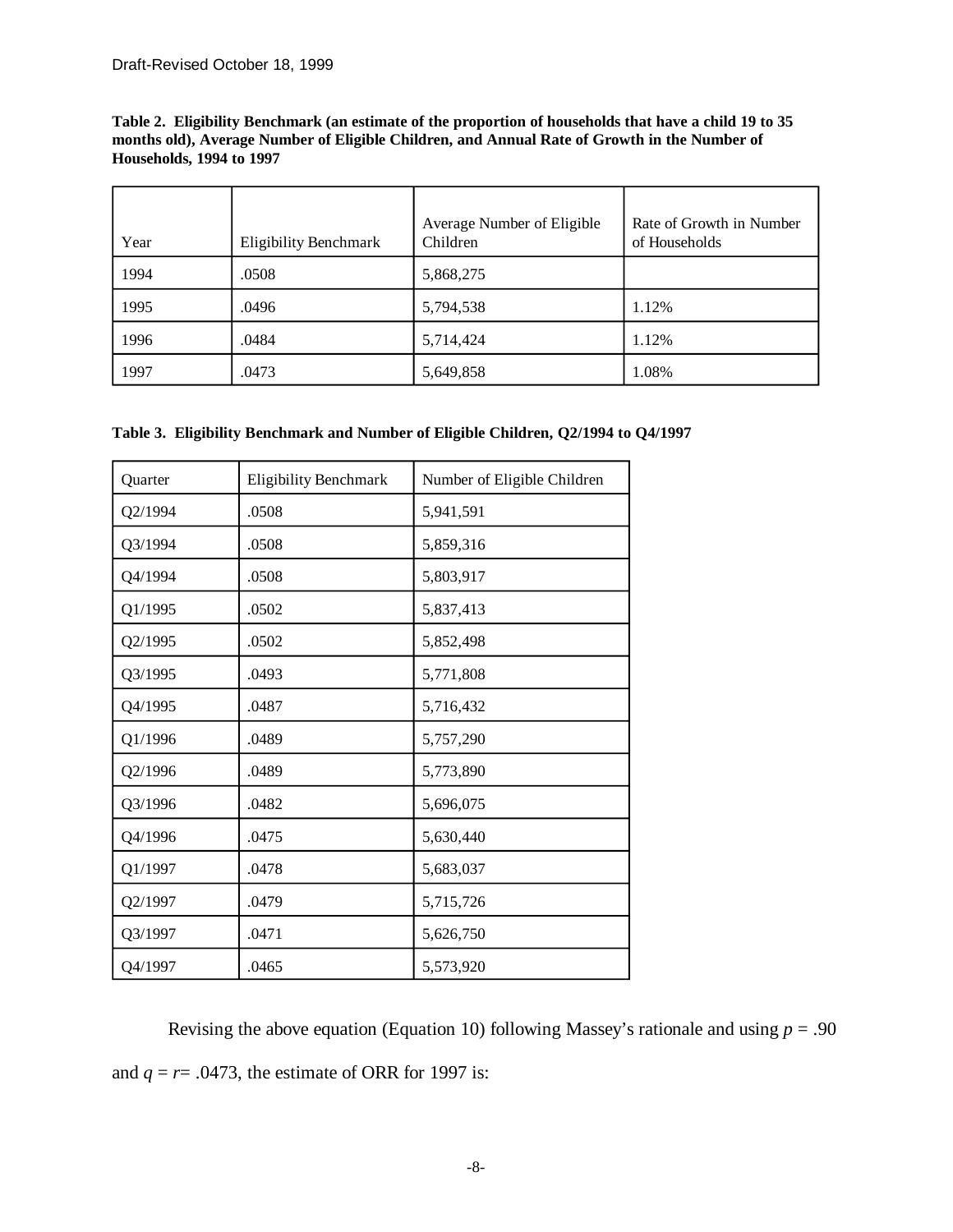Draft-Revised October 18, 1999

**Table 2. Eligibility Benchmark (an estimate of the proportion of households that have a child 19 to 35 months old), Average Number of Eligible Children, and Annual Rate of Growth in the Number of Households, 1994 to 1997**

| Year | Eligibility Benchmark | Average Number of Eligible Children | Rate of Growth in Number of Households |
|---|---|---|---|
| 1994 | .0508 | 5,868,275 | |
| 1995 | .0496 | 5,794,538 | 1.12% |
| 1996 | .0484 | 5,714,424 | 1.12% |
| 1997 | .0473 | 5,649,858 | 1.08% |

**Table 3. Eligibility Benchmark and Number of Eligible Children, Q2/1994 to Q4/1997**

| Quarter | Eligibility Benchmark | Number of Eligible Children |
|---|---|---|
| Q2/1994 | .0508 | 5,941,591 |
| Q3/1994 | .0508 | 5,859,316 |
| Q4/1994 | .0508 | 5,803,917 |
| Q1/1995 | .0502 | 5,837,413 |
| Q2/1995 | .0502 | 5,852,498 |
| Q3/1995 | .0493 | 5,771,808 |
| Q4/1995 | .0487 | 5,716,432 |
| Q1/1996 | .0489 | 5,757,290 |
| Q2/1996 | .0489 | 5,773,890 |
| Q3/1996 | .0482 | 5,696,075 |
| Q4/1996 | .0475 | 5,630,440 |
| Q1/1997 | .0478 | 5,683,037 |
| Q2/1997 | .0479 | 5,715,726 |
| Q3/1997 | .0471 | 5,626,750 |
| Q4/1997 | .0465 | 5,573,920 |

Revising the above equation (Equation 10) following Massey's rationale and using $p = .90$ and $q = r = .0473$, the estimate of ORR for 1997 is: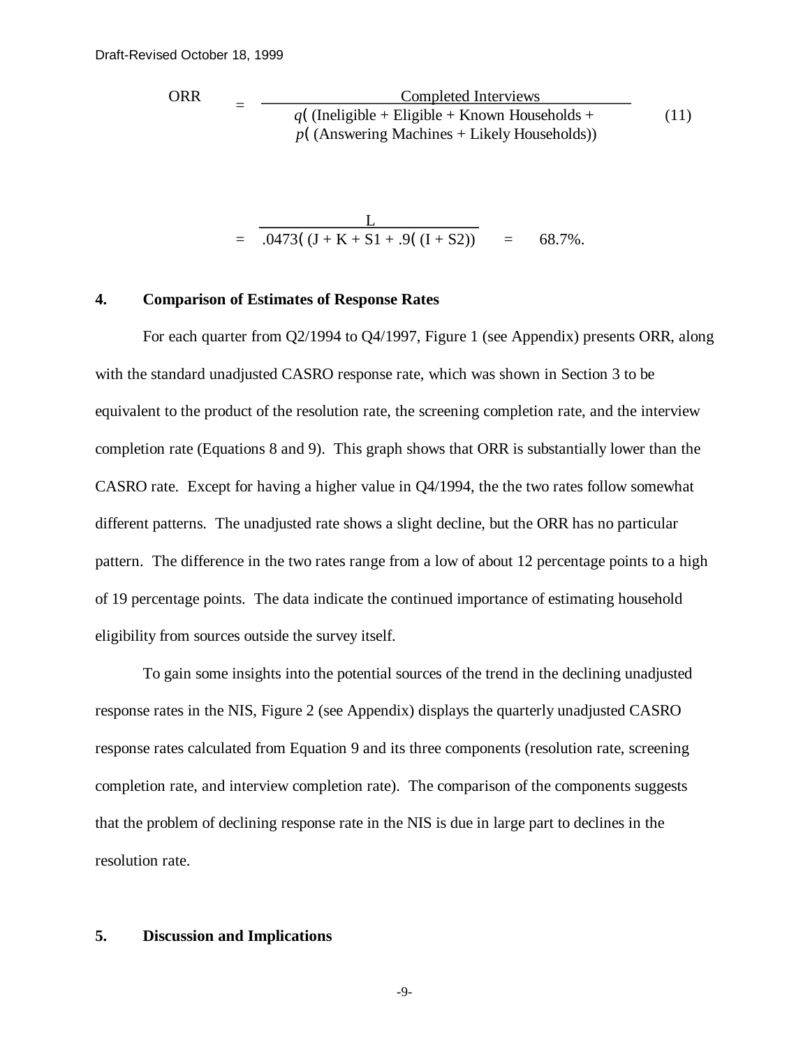$$\text{ORR} = \frac{\text{Completed Interviews}}{q \cdot (\text{Ineligible} + \text{Eligible} + \text{Known Households} + p \cdot (\text{Answering Machines} + \text{Likely Households}))} \tag{11}$$

$$= \frac{L}{.0473 \cdot (J + K + S1 + .9 \cdot (I + S2))} = 68.7\%.$$

## 4. Comparison of Estimates of Response Rates

For each quarter from Q2/1994 to Q4/1997, Figure 1 (see Appendix) presents ORR, along with the standard unadjusted CASRO response rate, which was shown in Section 3 to be equivalent to the product of the resolution rate, the screening completion rate, and the interview completion rate (Equations 8 and 9). This graph shows that ORR is substantially lower than the CASRO rate. Except for having a higher value in Q4/1994, the the two rates follow somewhat different patterns. The unadjusted rate shows a slight decline, but the ORR has no particular pattern. The difference in the two rates range from a low of about 12 percentage points to a high of 19 percentage points. The data indicate the continued importance of estimating household eligibility from sources outside the survey itself.

To gain some insights into the potential sources of the trend in the declining unadjusted response rates in the NIS, Figure 2 (see Appendix) displays the quarterly unadjusted CASRO response rates calculated from Equation 9 and its three components (resolution rate, screening completion rate, and interview completion rate). The comparison of the components suggests that the problem of declining response rate in the NIS is due in large part to declines in the resolution rate.

## 5. Discussion and Implications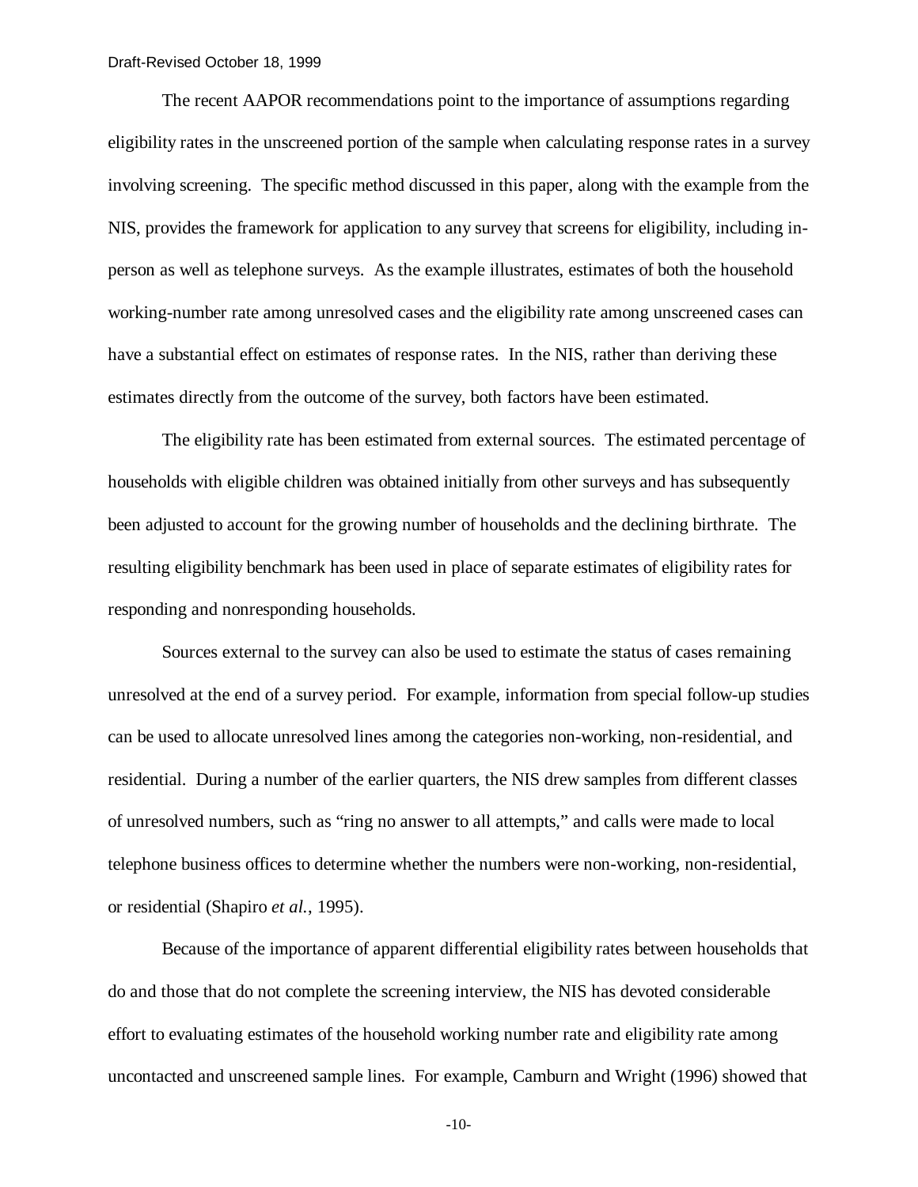The recent AAPOR recommendations point to the importance of assumptions regarding eligibility rates in the unscreened portion of the sample when calculating response rates in a survey involving screening. The specific method discussed in this paper, along with the example from the NIS, provides the framework for application to any survey that screens for eligibility, including in-person as well as telephone surveys. As the example illustrates, estimates of both the household working-number rate among unresolved cases and the eligibility rate among unscreened cases can have a substantial effect on estimates of response rates. In the NIS, rather than deriving these estimates directly from the outcome of the survey, both factors have been estimated.

The eligibility rate has been estimated from external sources. The estimated percentage of households with eligible children was obtained initially from other surveys and has subsequently been adjusted to account for the growing number of households and the declining birthrate. The resulting eligibility benchmark has been used in place of separate estimates of eligibility rates for responding and nonresponding households.

Sources external to the survey can also be used to estimate the status of cases remaining unresolved at the end of a survey period. For example, information from special follow-up studies can be used to allocate unresolved lines among the categories non-working, non-residential, and residential. During a number of the earlier quarters, the NIS drew samples from different classes of unresolved numbers, such as "ring no answer to all attempts," and calls were made to local telephone business offices to determine whether the numbers were non-working, non-residential, or residential (Shapiro *et al.*, 1995).

Because of the importance of apparent differential eligibility rates between households that do and those that do not complete the screening interview, the NIS has devoted considerable effort to evaluating estimates of the household working number rate and eligibility rate among uncontacted and unscreened sample lines. For example, Camburn and Wright (1996) showed that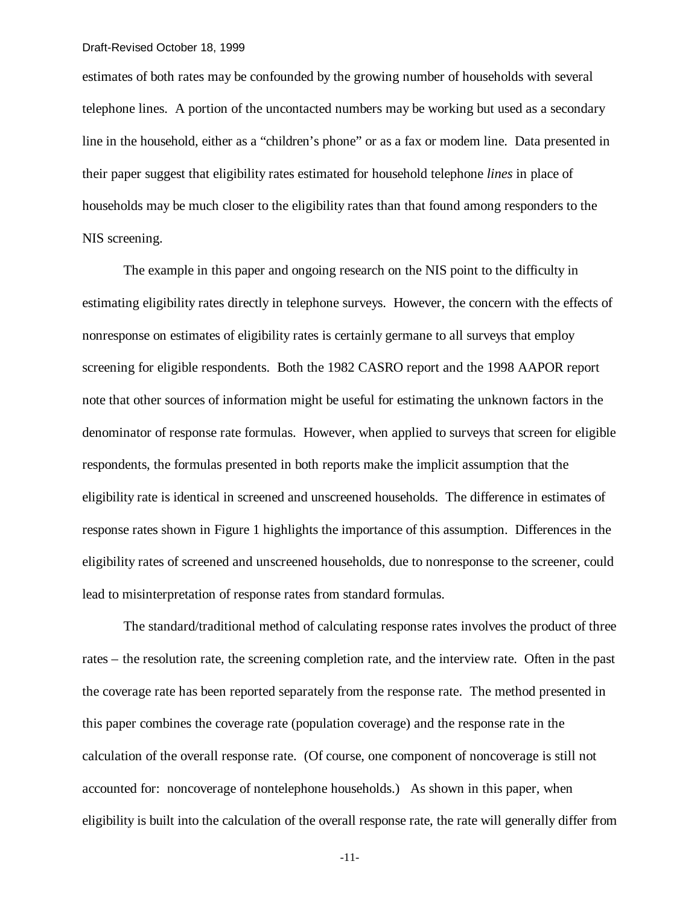estimates of both rates may be confounded by the growing number of households with several telephone lines. A portion of the uncontacted numbers may be working but used as a secondary line in the household, either as a "children's phone" or as a fax or modem line. Data presented in their paper suggest that eligibility rates estimated for household telephone *lines* in place of households may be much closer to the eligibility rates than that found among responders to the NIS screening.

The example in this paper and ongoing research on the NIS point to the difficulty in estimating eligibility rates directly in telephone surveys. However, the concern with the effects of nonresponse on estimates of eligibility rates is certainly germane to all surveys that employ screening for eligible respondents. Both the 1982 CASRO report and the 1998 AAPOR report note that other sources of information might be useful for estimating the unknown factors in the denominator of response rate formulas. However, when applied to surveys that screen for eligible respondents, the formulas presented in both reports make the implicit assumption that the eligibility rate is identical in screened and unscreened households. The difference in estimates of response rates shown in Figure 1 highlights the importance of this assumption. Differences in the eligibility rates of screened and unscreened households, due to nonresponse to the screener, could lead to misinterpretation of response rates from standard formulas.

The standard/traditional method of calculating response rates involves the product of three rates – the resolution rate, the screening completion rate, and the interview rate. Often in the past the coverage rate has been reported separately from the response rate. The method presented in this paper combines the coverage rate (population coverage) and the response rate in the calculation of the overall response rate. (Of course, one component of noncoverage is still not accounted for: noncoverage of nontelephone households.) As shown in this paper, when eligibility is built into the calculation of the overall response rate, the rate will generally differ from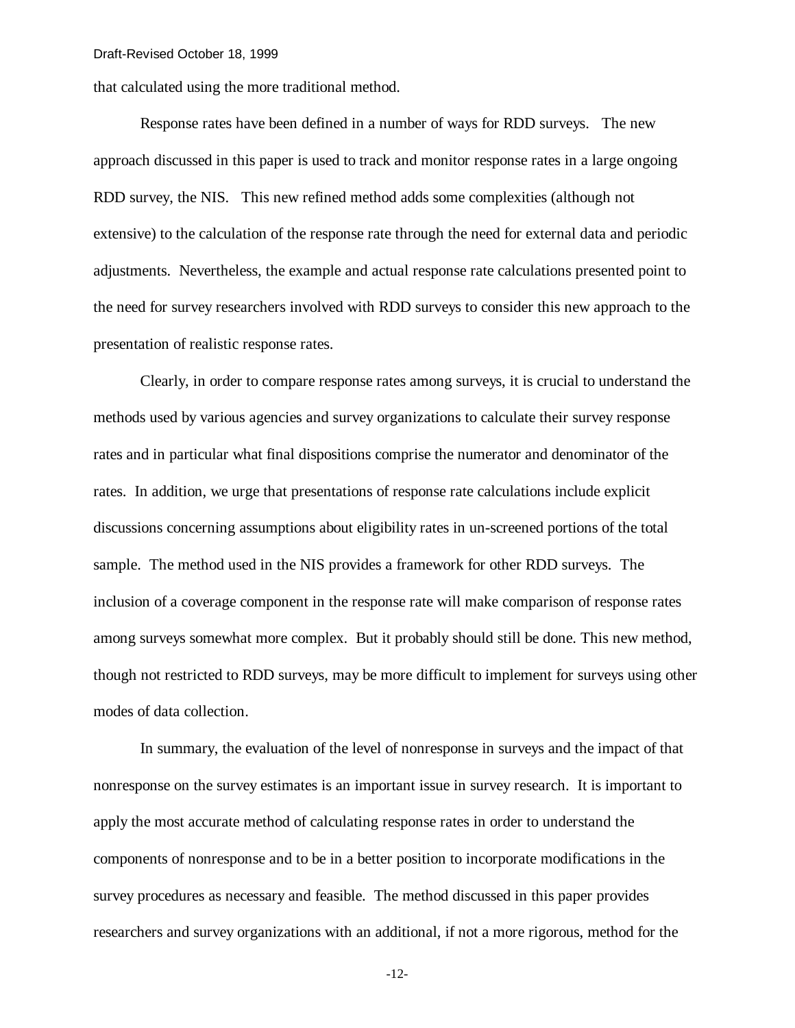that calculated using the more traditional method.

Response rates have been defined in a number of ways for RDD surveys. The new approach discussed in this paper is used to track and monitor response rates in a large ongoing RDD survey, the NIS. This new refined method adds some complexities (although not extensive) to the calculation of the response rate through the need for external data and periodic adjustments. Nevertheless, the example and actual response rate calculations presented point to the need for survey researchers involved with RDD surveys to consider this new approach to the presentation of realistic response rates.

Clearly, in order to compare response rates among surveys, it is crucial to understand the methods used by various agencies and survey organizations to calculate their survey response rates and in particular what final dispositions comprise the numerator and denominator of the rates. In addition, we urge that presentations of response rate calculations include explicit discussions concerning assumptions about eligibility rates in un-screened portions of the total sample. The method used in the NIS provides a framework for other RDD surveys. The inclusion of a coverage component in the response rate will make comparison of response rates among surveys somewhat more complex. But it probably should still be done. This new method, though not restricted to RDD surveys, may be more difficult to implement for surveys using other modes of data collection.

In summary, the evaluation of the level of nonresponse in surveys and the impact of that nonresponse on the survey estimates is an important issue in survey research. It is important to apply the most accurate method of calculating response rates in order to understand the components of nonresponse and to be in a better position to incorporate modifications in the survey procedures as necessary and feasible. The method discussed in this paper provides researchers and survey organizations with an additional, if not a more rigorous, method for the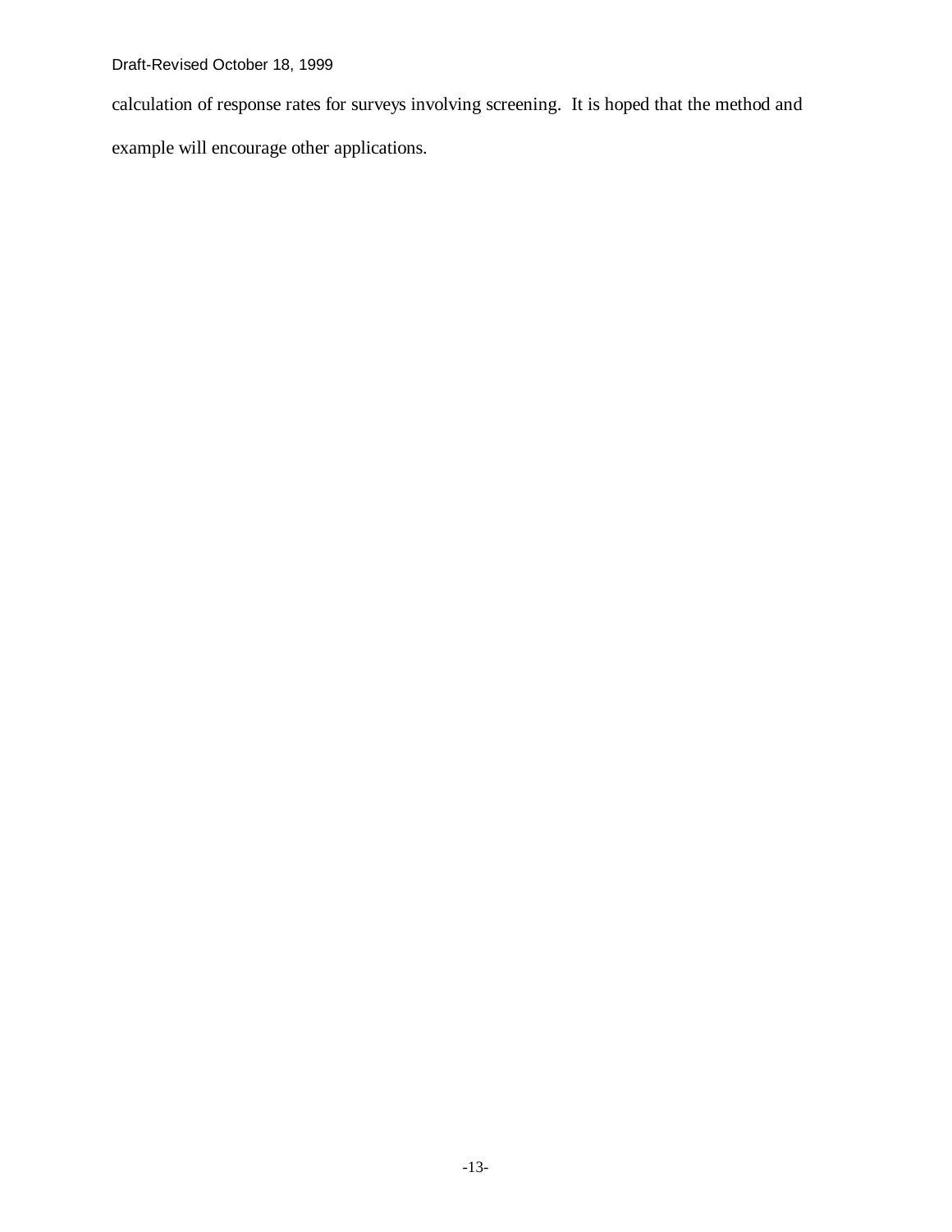calculation of response rates for surveys involving screening. It is hoped that the method and example will encourage other applications.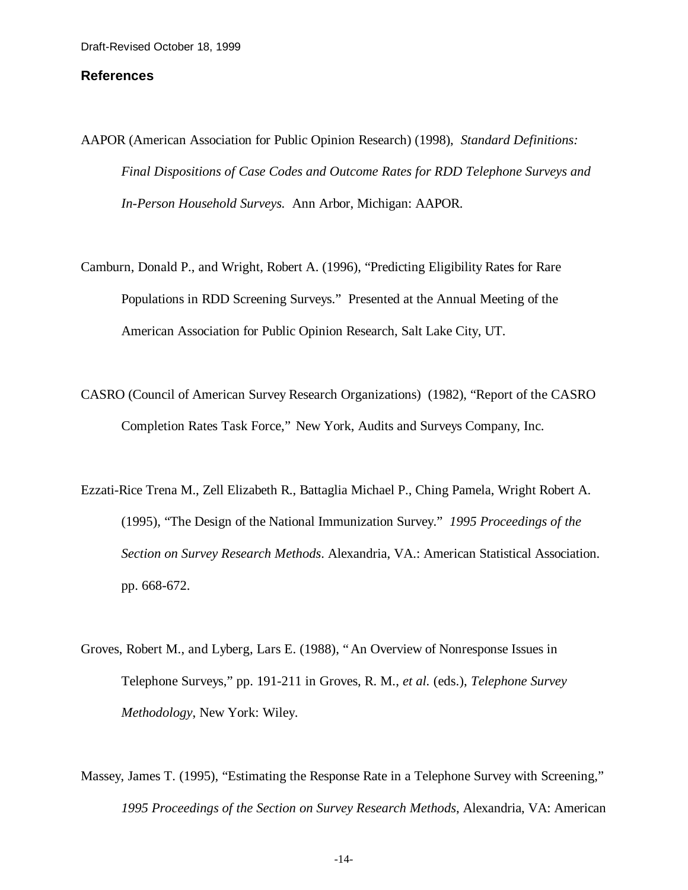## References

AAPOR (American Association for Public Opinion Research) (1998), *Standard Definitions: Final Dispositions of Case Codes and Outcome Rates for RDD Telephone Surveys and In-Person Household Surveys.* Ann Arbor, Michigan: AAPOR.

Camburn, Donald P., and Wright, Robert A. (1996), "Predicting Eligibility Rates for Rare Populations in RDD Screening Surveys." Presented at the Annual Meeting of the American Association for Public Opinion Research, Salt Lake City, UT.

CASRO (Council of American Survey Research Organizations) (1982), "Report of the CASRO Completion Rates Task Force," New York, Audits and Surveys Company, Inc.

Ezzati-Rice Trena M., Zell Elizabeth R., Battaglia Michael P., Ching Pamela, Wright Robert A. (1995), "The Design of the National Immunization Survey." *1995 Proceedings of the Section on Survey Research Methods*. Alexandria, VA.: American Statistical Association. pp. 668-672.

Groves, Robert M., and Lyberg, Lars E. (1988), "An Overview of Nonresponse Issues in Telephone Surveys," pp. 191-211 in Groves, R. M., *et al.* (eds.), *Telephone Survey Methodology*, New York: Wiley.

Massey, James T. (1995), "Estimating the Response Rate in a Telephone Survey with Screening," *1995 Proceedings of the Section on Survey Research Methods*, Alexandria, VA: American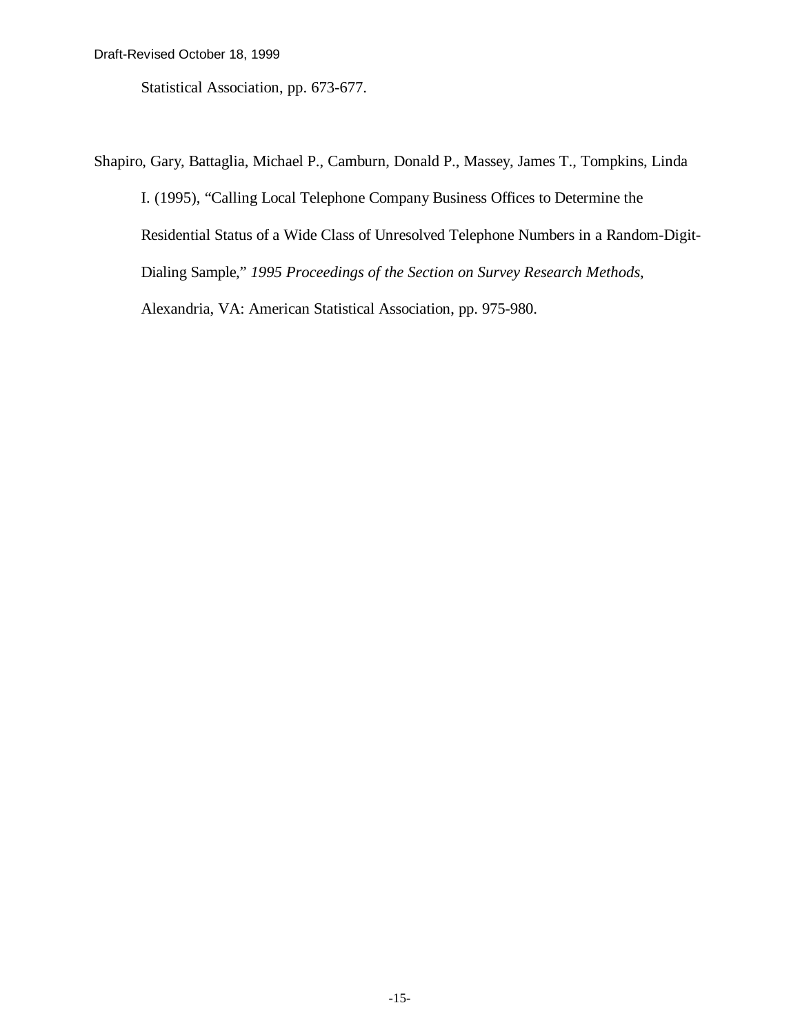Statistical Association, pp. 673-677.

Shapiro, Gary, Battaglia, Michael P., Camburn, Donald P., Massey, James T., Tompkins, Linda I. (1995), "Calling Local Telephone Company Business Offices to Determine the Residential Status of a Wide Class of Unresolved Telephone Numbers in a Random-Digit-Dialing Sample," *1995 Proceedings of the Section on Survey Research Methods*, Alexandria, VA: American Statistical Association, pp. 975-980.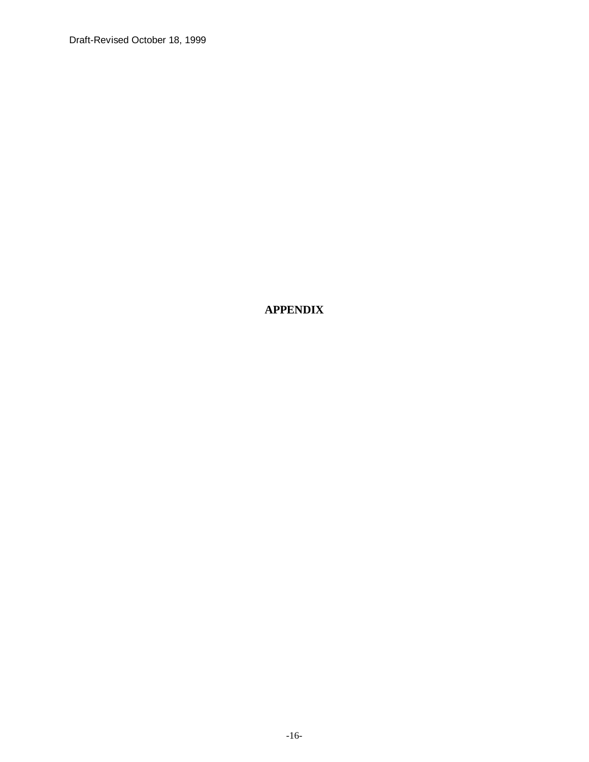# APPENDIX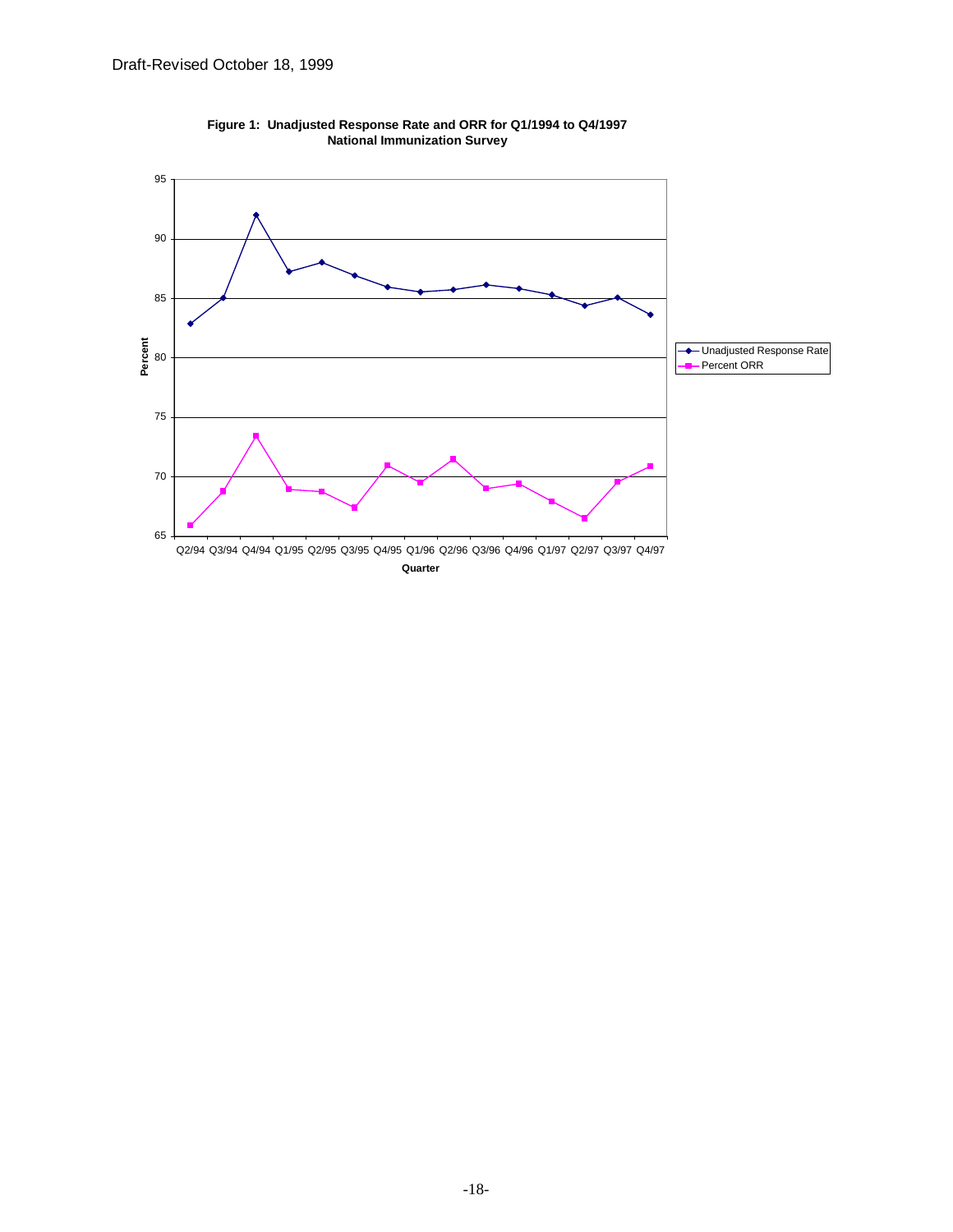Draft-Revised October 18, 1999

**Figure 1: Unadjusted Response Rate and ORR for Q1/1994 to Q4/1997**
**National Immunization Survey**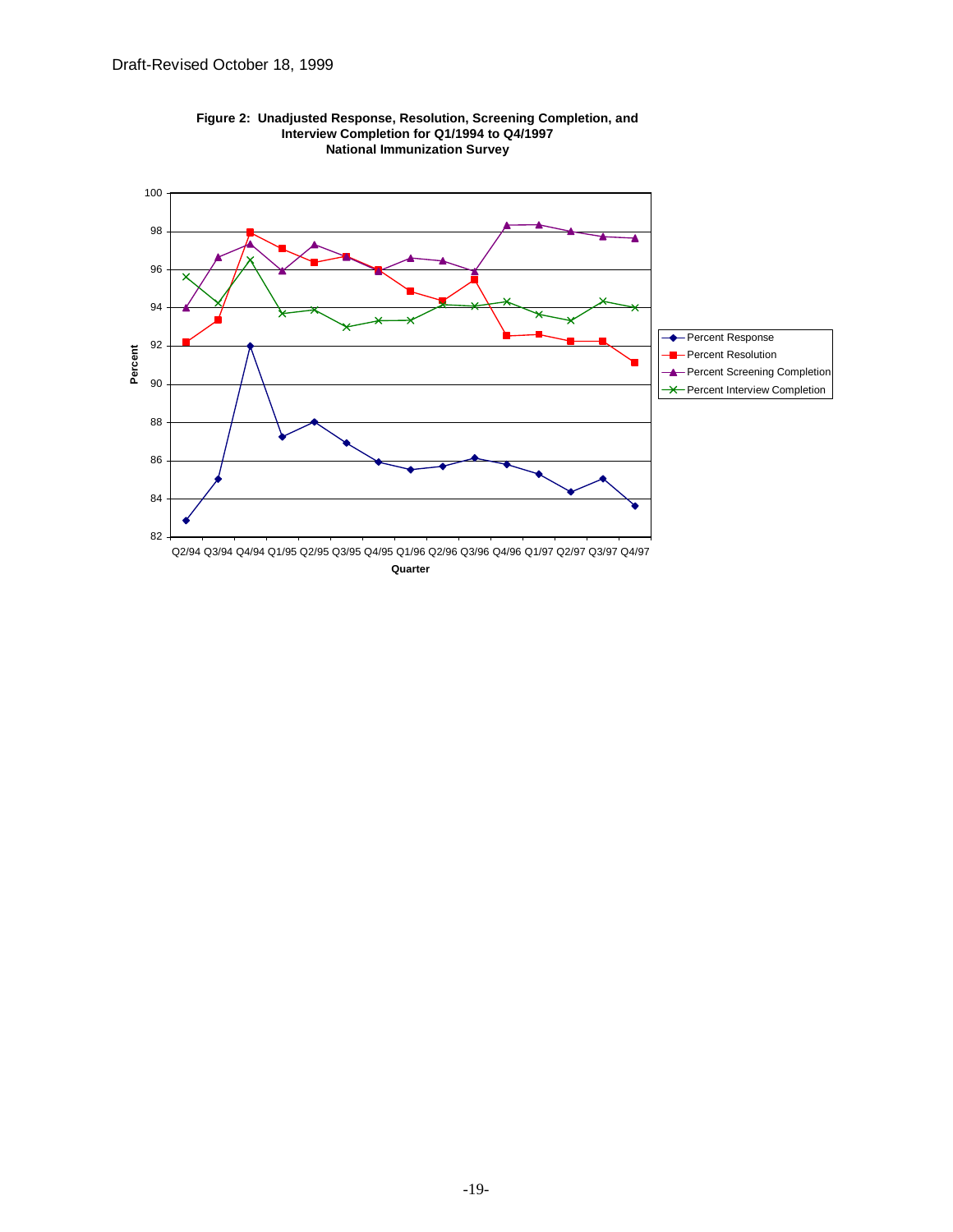Draft-Revised October 18, 1999

**Figure 2: Unadjusted Response, Resolution, Screening Completion, and Interview Completion for Q1/1994 to Q4/1997**
**National Immunization Survey**

100
98
96
94
92
90
88
86
84
82

Percent

Q2/94 Q3/94 Q4/94 Q1/95 Q2/95 Q3/95 Q4/95 Q1/96 Q2/96 Q3/96 Q4/96 Q1/97 Q2/97 Q3/97 Q4/97

Quarter

Percent Response
Percent Resolution
Percent Screening Completion
Percent Interview Completion